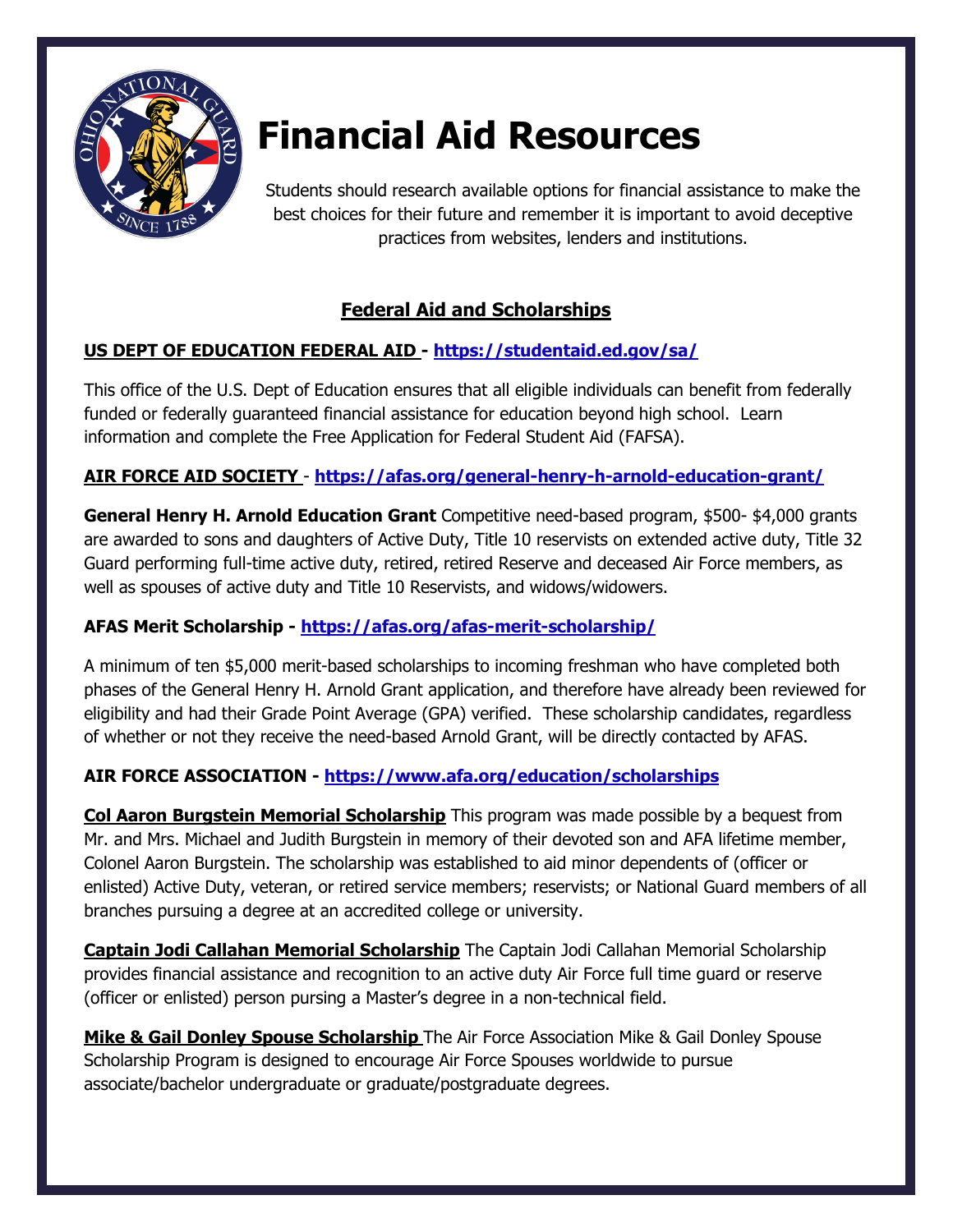# Financial Aid Resources

Students should research available options for financial assistance to make the best choices for their future and remember it is important to avoid deceptive practices from websites, lenders and institutions.

## Federal Aid and Scholarships

**US DEPT OF EDUCATION FEDERAL AID - https://studentaid.ed.gov/sa/**

This office of the U.S. Dept of Education ensures that all eligible individuals can benefit from federally funded or federally guaranteed financial assistance for education beyond high school. Learn information and complete the Free Application for Federal Student Aid (FAFSA).

**AIR FORCE AID SOCIETY - https://afas.org/general-henry-h-arnold-education-grant/**

**General Henry H. Arnold Education Grant** Competitive need-based program, $500- $4,000 grants are awarded to sons and daughters of Active Duty, Title 10 reservists on extended active duty, Title 32 Guard performing full-time active duty, retired, retired Reserve and deceased Air Force members, as well as spouses of active duty and Title 10 Reservists, and widows/widowers.

**AFAS Merit Scholarship - https://afas.org/afas-merit-scholarship/**

A minimum of ten $5,000 merit-based scholarships to incoming freshman who have completed both phases of the General Henry H. Arnold Grant application, and therefore have already been reviewed for eligibility and had their Grade Point Average (GPA) verified. These scholarship candidates, regardless of whether or not they receive the need-based Arnold Grant, will be directly contacted by AFAS.

**AIR FORCE ASSOCIATION - https://www.afa.org/education/scholarships**

**Col Aaron Burgstein Memorial Scholarship** This program was made possible by a bequest from Mr. and Mrs. Michael and Judith Burgstein in memory of their devoted son and AFA lifetime member, Colonel Aaron Burgstein. The scholarship was established to aid minor dependents of (officer or enlisted) Active Duty, veteran, or retired service members; reservists; or National Guard members of all branches pursuing a degree at an accredited college or university.

**Captain Jodi Callahan Memorial Scholarship** The Captain Jodi Callahan Memorial Scholarship provides financial assistance and recognition to an active duty Air Force full time guard or reserve (officer or enlisted) person pursing a Master's degree in a non-technical field.

**Mike & Gail Donley Spouse Scholarship** The Air Force Association Mike & Gail Donley Spouse Scholarship Program is designed to encourage Air Force Spouses worldwide to pursue associate/bachelor undergraduate or graduate/postgraduate degrees.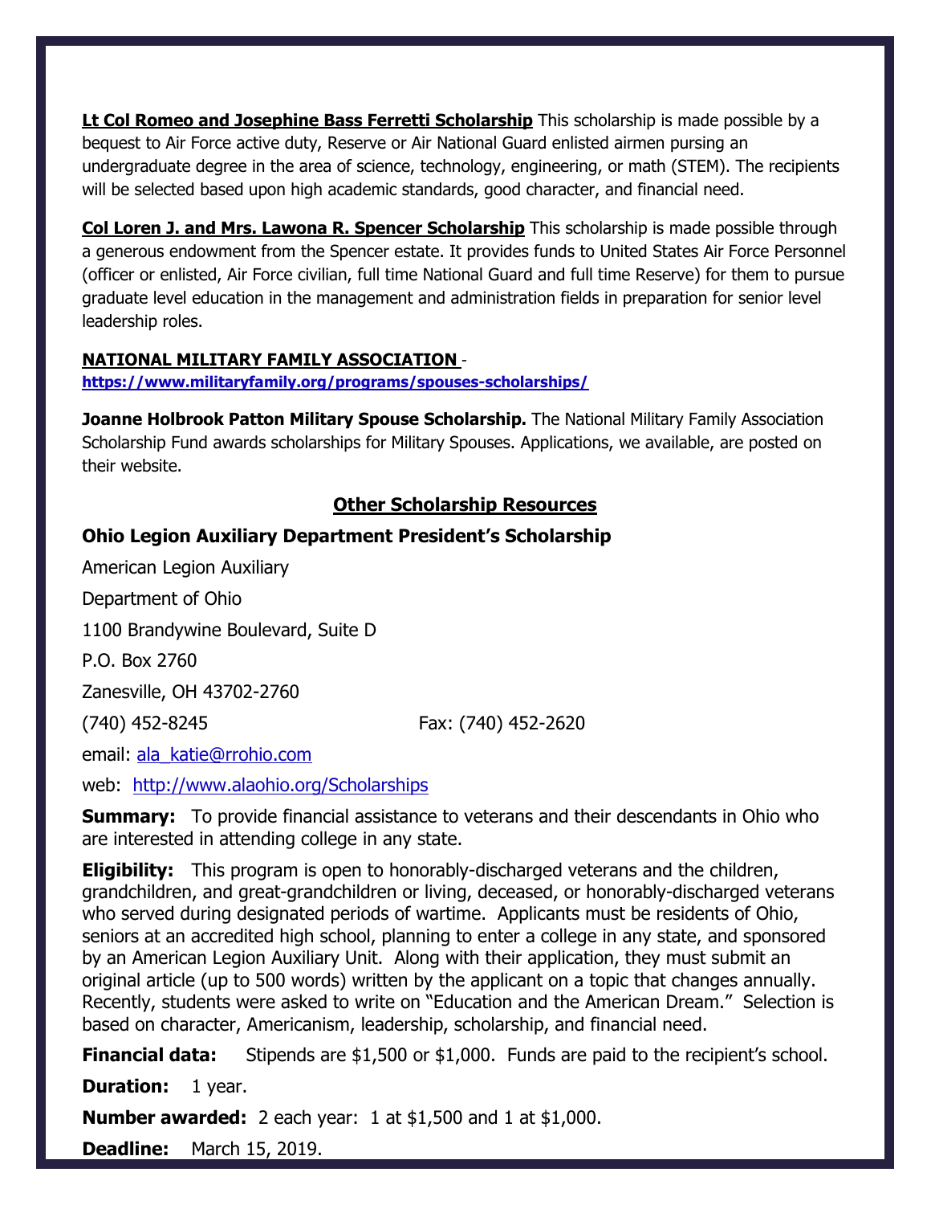**Lt Col Romeo and Josephine Bass Ferretti Scholarship** This scholarship is made possible by a bequest to Air Force active duty, Reserve or Air National Guard enlisted airmen pursing an undergraduate degree in the area of science, technology, engineering, or math (STEM). The recipients will be selected based upon high academic standards, good character, and financial need.

**Col Loren J. and Mrs. Lawona R. Spencer Scholarship** This scholarship is made possible through a generous endowment from the Spencer estate. It provides funds to United States Air Force Personnel (officer or enlisted, Air Force civilian, full time National Guard and full time Reserve) for them to pursue graduate level education in the management and administration fields in preparation for senior level leadership roles.

**NATIONAL MILITARY FAMILY ASSOCIATION** - **https://www.militaryfamily.org/programs/spouses-scholarships/**

**Joanne Holbrook Patton Military Spouse Scholarship.** The National Military Family Association Scholarship Fund awards scholarships for Military Spouses. Applications, we available, are posted on their website.

## Other Scholarship Resources

### Ohio Legion Auxiliary Department President's Scholarship

American Legion Auxiliary

Department of Ohio

1100 Brandywine Boulevard, Suite D

P.O. Box 2760

Zanesville, OH 43702-2760

(740) 452-8245 Fax: (740) 452-2620

email: ala_katie@rrohio.com

web: http://www.alaohio.org/Scholarships

**Summary:** To provide financial assistance to veterans and their descendants in Ohio who are interested in attending college in any state.

**Eligibility:** This program is open to honorably-discharged veterans and the children, grandchildren, and great-grandchildren or living, deceased, or honorably-discharged veterans who served during designated periods of wartime. Applicants must be residents of Ohio, seniors at an accredited high school, planning to enter a college in any state, and sponsored by an American Legion Auxiliary Unit. Along with their application, they must submit an original article (up to 500 words) written by the applicant on a topic that changes annually. Recently, students were asked to write on "Education and the American Dream." Selection is based on character, Americanism, leadership, scholarship, and financial need.

**Financial data:** Stipends are $1,500 or $1,000. Funds are paid to the recipient's school.

**Duration:** 1 year.

**Number awarded:** 2 each year: 1 at $1,500 and 1 at $1,000.

**Deadline:** March 15, 2019.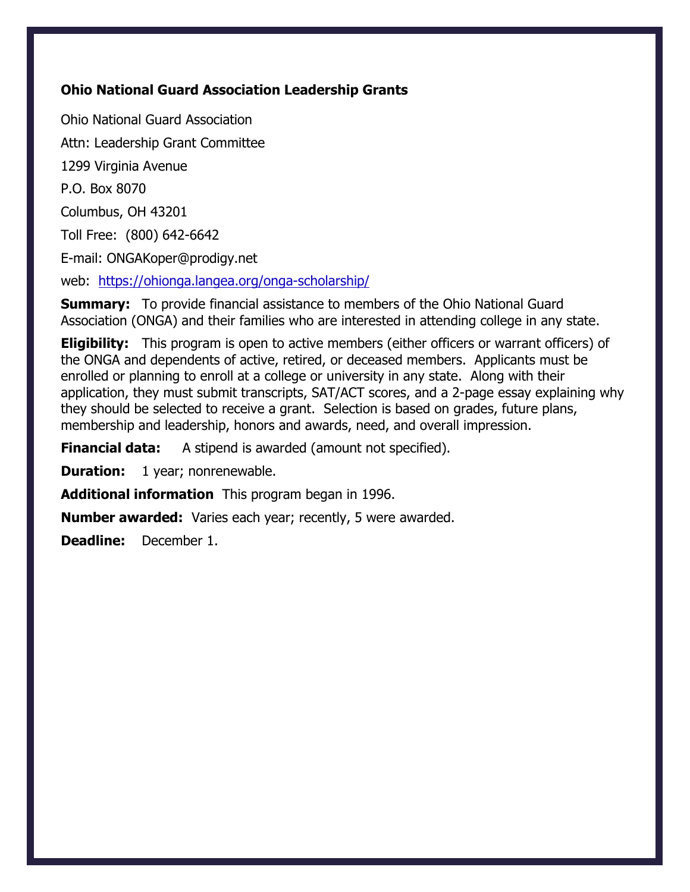**Ohio National Guard Association Leadership Grants**

Ohio National Guard Association

Attn: Leadership Grant Committee

1299 Virginia Avenue

P.O. Box 8070

Columbus, OH 43201

Toll Free: (800) 642-6642

E-mail: ONGAKoper@prodigy.net

web: [https://ohionga.langea.org/onga-scholarship/](https://ohionga.langea.org/onga-scholarship/)

**Summary:** To provide financial assistance to members of the Ohio National Guard Association (ONGA) and their families who are interested in attending college in any state.

**Eligibility:** This program is open to active members (either officers or warrant officers) of the ONGA and dependents of active, retired, or deceased members. Applicants must be enrolled or planning to enroll at a college or university in any state. Along with their application, they must submit transcripts, SAT/ACT scores, and a 2-page essay explaining why they should be selected to receive a grant. Selection is based on grades, future plans, membership and leadership, honors and awards, need, and overall impression.

**Financial data:** A stipend is awarded (amount not specified).

**Duration:** 1 year; nonrenewable.

**Additional information** This program began in 1996.

**Number awarded:** Varies each year; recently, 5 were awarded.

**Deadline:** December 1.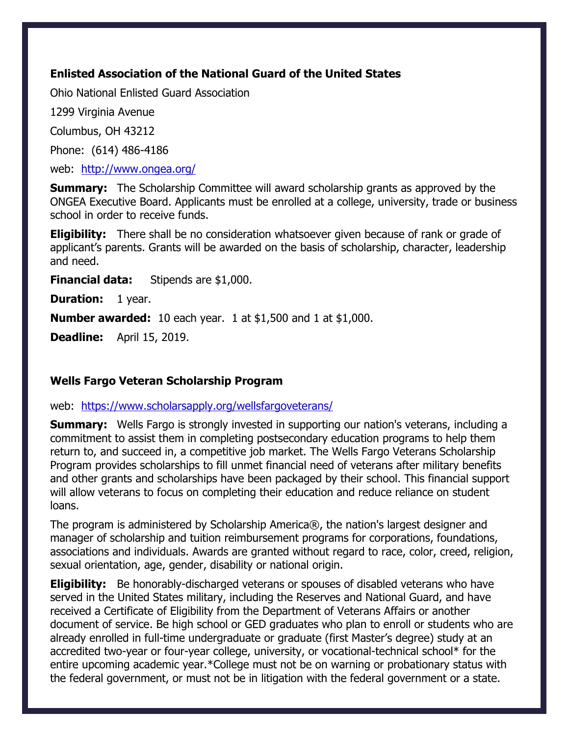### Enlisted Association of the National Guard of the United States

Ohio National Enlisted Guard Association

1299 Virginia Avenue

Columbus, OH 43212

Phone: (614) 486-4186

web: http://www.ongea.org/

**Summary:** The Scholarship Committee will award scholarship grants as approved by the ONGEA Executive Board. Applicants must be enrolled at a college, university, trade or business school in order to receive funds.

**Eligibility:** There shall be no consideration whatsoever given because of rank or grade of applicant's parents. Grants will be awarded on the basis of scholarship, character, leadership and need.

**Financial data:** Stipends are $1,000.

**Duration:** 1 year.

**Number awarded:** 10 each year. 1 at $1,500 and 1 at $1,000.

**Deadline:** April 15, 2019.

### Wells Fargo Veteran Scholarship Program

web: https://www.scholarsapply.org/wellsfargoveterans/

**Summary:** Wells Fargo is strongly invested in supporting our nation's veterans, including a commitment to assist them in completing postsecondary education programs to help them return to, and succeed in, a competitive job market. The Wells Fargo Veterans Scholarship Program provides scholarships to fill unmet financial need of veterans after military benefits and other grants and scholarships have been packaged by their school. This financial support will allow veterans to focus on completing their education and reduce reliance on student loans.

The program is administered by Scholarship America®, the nation's largest designer and manager of scholarship and tuition reimbursement programs for corporations, foundations, associations and individuals. Awards are granted without regard to race, color, creed, religion, sexual orientation, age, gender, disability or national origin.

**Eligibility:** Be honorably-discharged veterans or spouses of disabled veterans who have served in the United States military, including the Reserves and National Guard, and have received a Certificate of Eligibility from the Department of Veterans Affairs or another document of service. Be high school or GED graduates who plan to enroll or students who are already enrolled in full-time undergraduate or graduate (first Master's degree) study at an accredited two-year or four-year college, university, or vocational-technical school* for the entire upcoming academic year.*College must not be on warning or probationary status with the federal government, or must not be in litigation with the federal government or a state.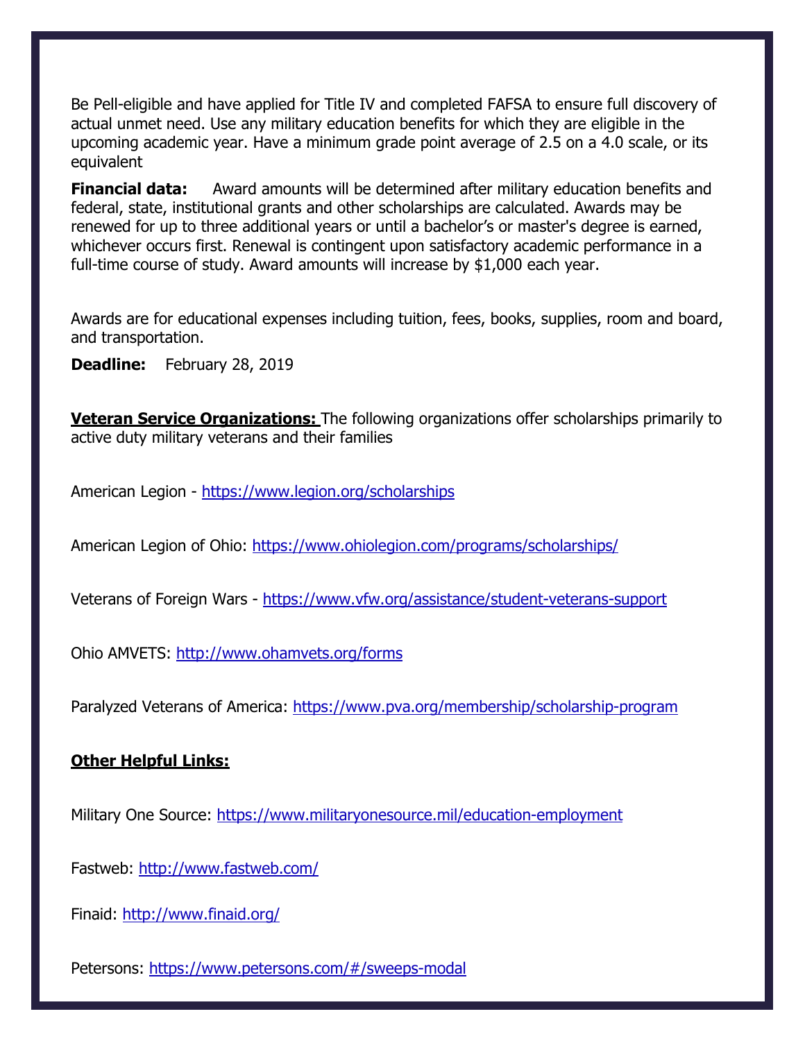Be Pell-eligible and have applied for Title IV and completed FAFSA to ensure full discovery of actual unmet need. Use any military education benefits for which they are eligible in the upcoming academic year. Have a minimum grade point average of 2.5 on a 4.0 scale, or its equivalent

**Financial data:** Award amounts will be determined after military education benefits and federal, state, institutional grants and other scholarships are calculated. Awards may be renewed for up to three additional years or until a bachelor's or master's degree is earned, whichever occurs first. Renewal is contingent upon satisfactory academic performance in a full-time course of study. Award amounts will increase by $1,000 each year.

Awards are for educational expenses including tuition, fees, books, supplies, room and board, and transportation.

**Deadline:** February 28, 2019

**Veteran Service Organizations:** The following organizations offer scholarships primarily to active duty military veterans and their families

American Legion - https://www.legion.org/scholarships

American Legion of Ohio: https://www.ohiolegion.com/programs/scholarships/

Veterans of Foreign Wars - https://www.vfw.org/assistance/student-veterans-support

Ohio AMVETS: http://www.ohamvets.org/forms

Paralyzed Veterans of America: https://www.pva.org/membership/scholarship-program

**Other Helpful Links:**

Military One Source: https://www.militaryonesource.mil/education-employment

Fastweb: http://www.fastweb.com/

Finaid: http://www.finaid.org/

Petersons: https://www.petersons.com/#/sweeps-modal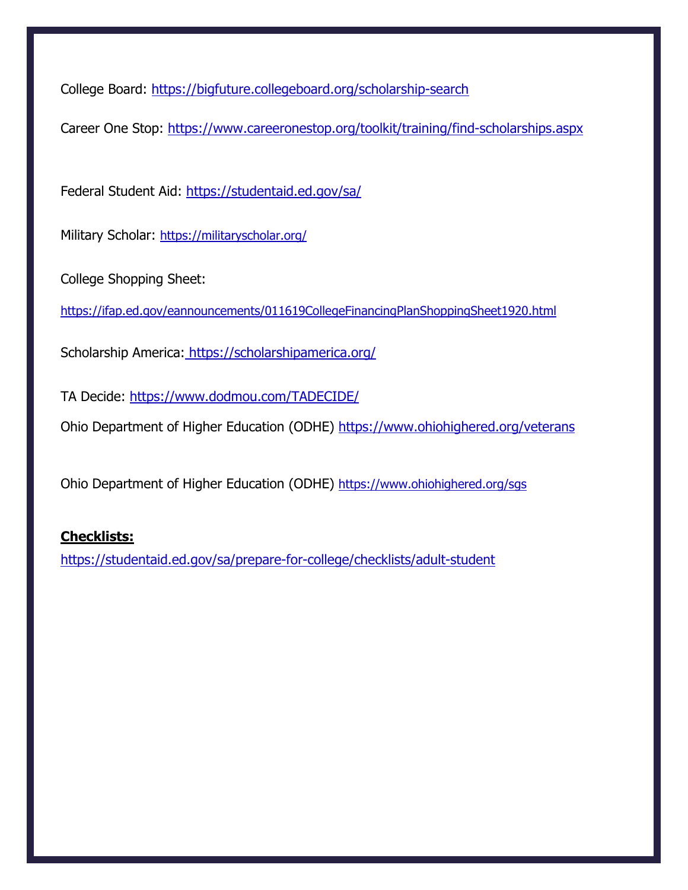College Board: https://bigfuture.collegeboard.org/scholarship-search

Career One Stop: https://www.careeronestop.org/toolkit/training/find-scholarships.aspx

Federal Student Aid: https://studentaid.ed.gov/sa/

Military Scholar: https://militaryscholar.org/

College Shopping Sheet:

https://ifap.ed.gov/eannouncements/011619CollegeFinancingPlanShoppingSheet1920.html

Scholarship America: https://scholarshipamerica.org/

TA Decide: https://www.dodmou.com/TADECIDE/

Ohio Department of Higher Education (ODHE) https://www.ohiohighered.org/veterans

Ohio Department of Higher Education (ODHE) https://www.ohiohighered.org/sgs

**Checklists:**

https://studentaid.ed.gov/sa/prepare-for-college/checklists/adult-student